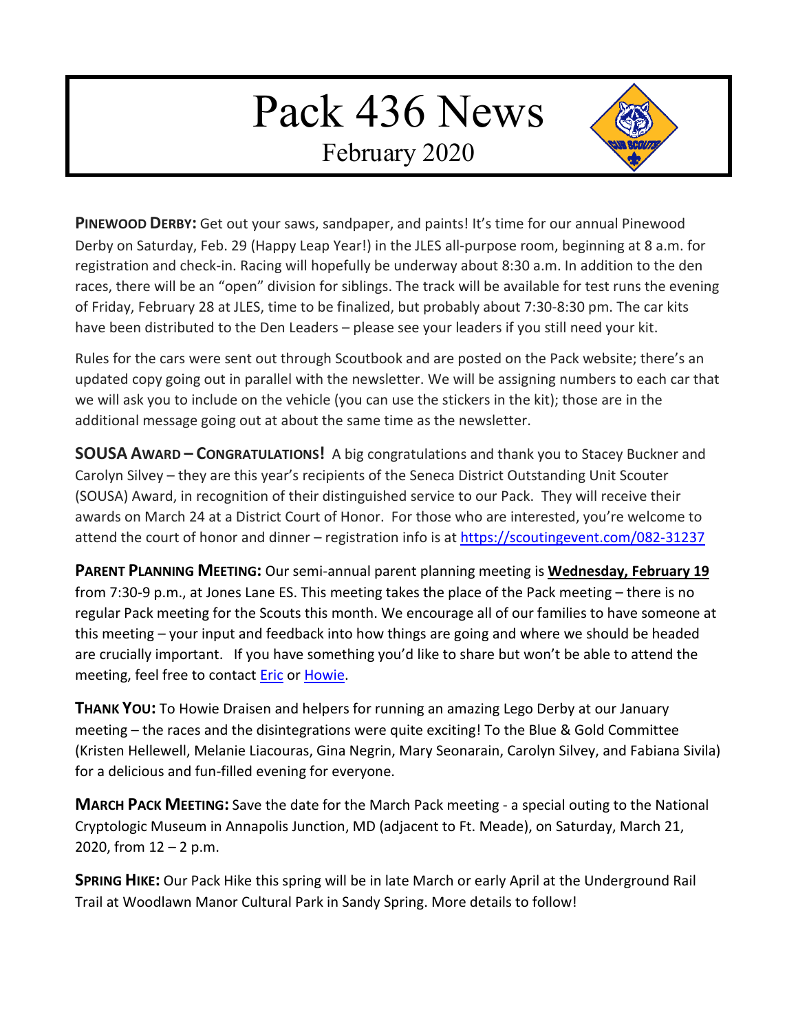# Pack 436 News

## February 2020

**PINEWOOD DERBY:** Get out your saws, sandpaper, and paints! It's time for our annual Pinewood Derby on Saturday, Feb. 29 (Happy Leap Year!) in the JLES all-purpose room, beginning at 8 a.m. for registration and check-in. Racing will hopefully be underway about 8:30 a.m. In addition to the den races, there will be an "open" division for siblings. The track will be available for test runs the evening of Friday, February 28 at JLES, time to be finalized, but probably about 7:30-8:30 pm. The car kits have been distributed to the Den Leaders – please see your leaders if you still need your kit.

Rules for the cars were sent out through Scoutbook and are posted on the Pack website; there's an updated copy going out in parallel with the newsletter. We will be assigning numbers to each car that we will ask you to include on the vehicle (you can use the stickers in the kit); those are in the additional message going out at about the same time as the newsletter.

**SOUSA AWARD – CONGRATULATIONS!** A big congratulations and thank you to Stacey Buckner and Carolyn Silvey – they are this year's recipients of the Seneca District Outstanding Unit Scouter (SOUSA) Award, in recognition of their distinguished service to our Pack. They will receive their awards on March 24 at a District Court of Honor. For those who are interested, you're welcome to attend the court of honor and dinner – registration info is at [https://scoutingevent.com/082-31237](https://scoutingevent.com/082-31237)

**PARENT PLANNING MEETING:** Our semi-annual parent planning meeting is **Wednesday, February 19** from 7:30-9 p.m., at Jones Lane ES. This meeting takes the place of the Pack meeting – there is no regular Pack meeting for the Scouts this month. We encourage all of our families to have someone at this meeting – your input and feedback into how things are going and where we should be headed are crucially important. If you have something you'd like to share but won't be able to attend the meeting, feel free to contact Eric or Howie.

**THANK YOU:** To Howie Draisen and helpers for running an amazing Lego Derby at our January meeting – the races and the disintegrations were quite exciting! To the Blue & Gold Committee (Kristen Hellewell, Melanie Liacouras, Gina Negrin, Mary Seonarain, Carolyn Silvey, and Fabiana Sivila) for a delicious and fun-filled evening for everyone.

**MARCH PACK MEETING:** Save the date for the March Pack meeting - a special outing to the National Cryptologic Museum in Annapolis Junction, MD (adjacent to Ft. Meade), on Saturday, March 21, 2020, from 12 – 2 p.m.

**SPRING HIKE:** Our Pack Hike this spring will be in late March or early April at the Underground Rail Trail at Woodlawn Manor Cultural Park in Sandy Spring. More details to follow!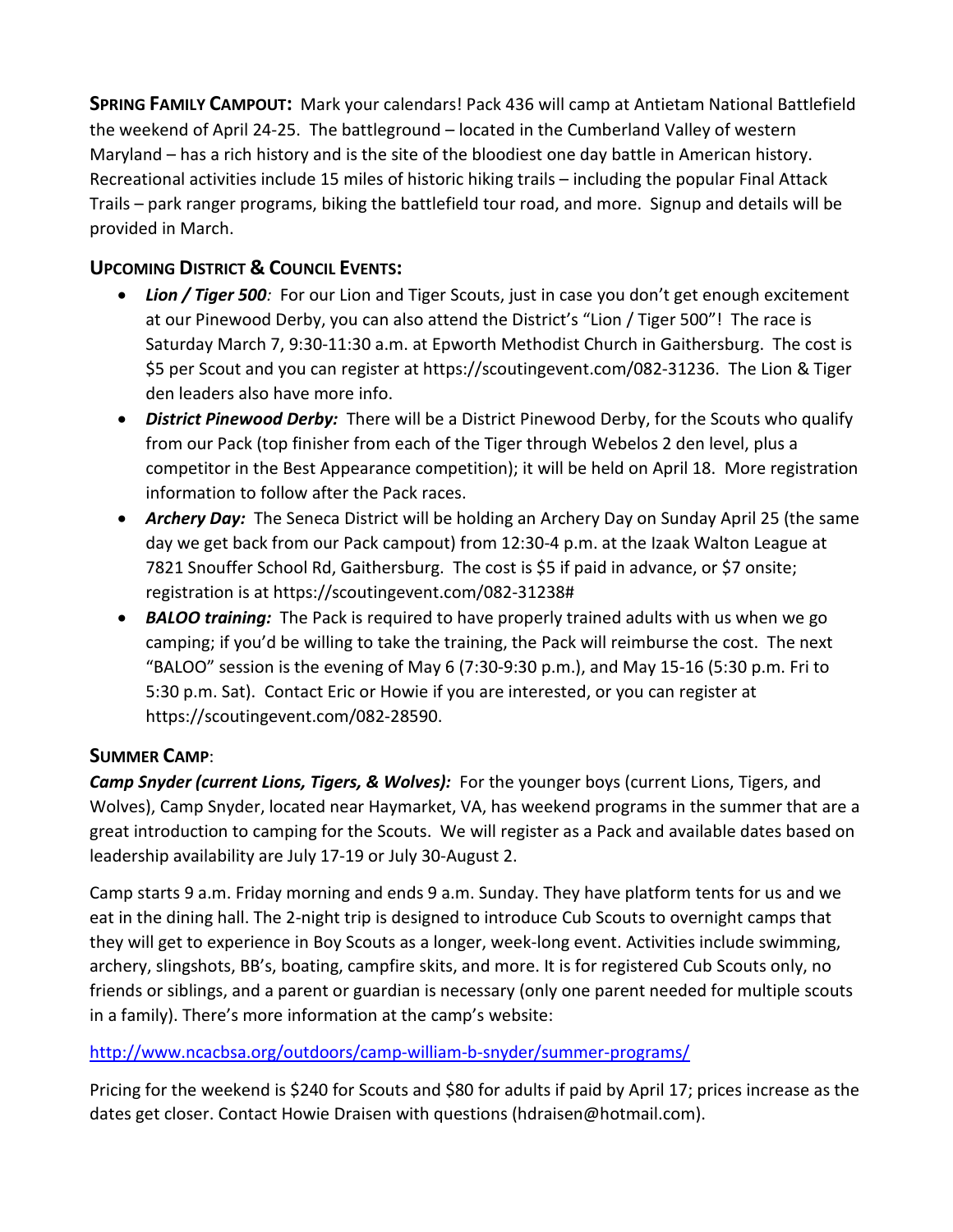**Spring Family Campout:** Mark your calendars! Pack 436 will camp at Antietam National Battlefield the weekend of April 24-25. The battleground – located in the Cumberland Valley of western Maryland – has a rich history and is the site of the bloodiest one day battle in American history. Recreational activities include 15 miles of historic hiking trails – including the popular Final Attack Trails – park ranger programs, biking the battlefield tour road, and more. Signup and details will be provided in March.

## Upcoming District & Council Events:

- ***Lion / Tiger 500**:* For our Lion and Tiger Scouts, just in case you don't get enough excitement at our Pinewood Derby, you can also attend the District's "Lion / Tiger 500"! The race is Saturday March 7, 9:30-11:30 a.m. at Epworth Methodist Church in Gaithersburg. The cost is $5 per Scout and you can register at https://scoutingevent.com/082-31236. The Lion & Tiger den leaders also have more info.
- ***District Pinewood Derby:*** There will be a District Pinewood Derby, for the Scouts who qualify from our Pack (top finisher from each of the Tiger through Webelos 2 den level, plus a competitor in the Best Appearance competition); it will be held on April 18. More registration information to follow after the Pack races.
- ***Archery Day:*** The Seneca District will be holding an Archery Day on Sunday April 25 (the same day we get back from our Pack campout) from 12:30-4 p.m. at the Izaak Walton League at 7821 Snouffer School Rd, Gaithersburg. The cost is $5 if paid in advance, or $7 onsite; registration is at https://scoutingevent.com/082-31238#
- ***BALOO training:*** The Pack is required to have properly trained adults with us when we go camping; if you'd be willing to take the training, the Pack will reimburse the cost. The next "BALOO" session is the evening of May 6 (7:30-9:30 p.m.), and May 15-16 (5:30 p.m. Fri to 5:30 p.m. Sat). Contact Eric or Howie if you are interested, or you can register at https://scoutingevent.com/082-28590.

## Summer Camp:

***Camp Snyder (current Lions, Tigers, & Wolves):*** For the younger boys (current Lions, Tigers, and Wolves), Camp Snyder, located near Haymarket, VA, has weekend programs in the summer that are a great introduction to camping for the Scouts. We will register as a Pack and available dates based on leadership availability are July 17-19 or July 30-August 2.

Camp starts 9 a.m. Friday morning and ends 9 a.m. Sunday. They have platform tents for us and we eat in the dining hall. The 2-night trip is designed to introduce Cub Scouts to overnight camps that they will get to experience in Boy Scouts as a longer, week-long event. Activities include swimming, archery, slingshots, BB's, boating, campfire skits, and more. It is for registered Cub Scouts only, no friends or siblings, and a parent or guardian is necessary (only one parent needed for multiple scouts in a family). There's more information at the camp's website:

[http://www.ncacbsa.org/outdoors/camp-william-b-snyder/summer-programs/](http://www.ncacbsa.org/outdoors/camp-william-b-snyder/summer-programs/)

Pricing for the weekend is $240 for Scouts and $80 for adults if paid by April 17; prices increase as the dates get closer. Contact Howie Draisen with questions (hdraisen@hotmail.com).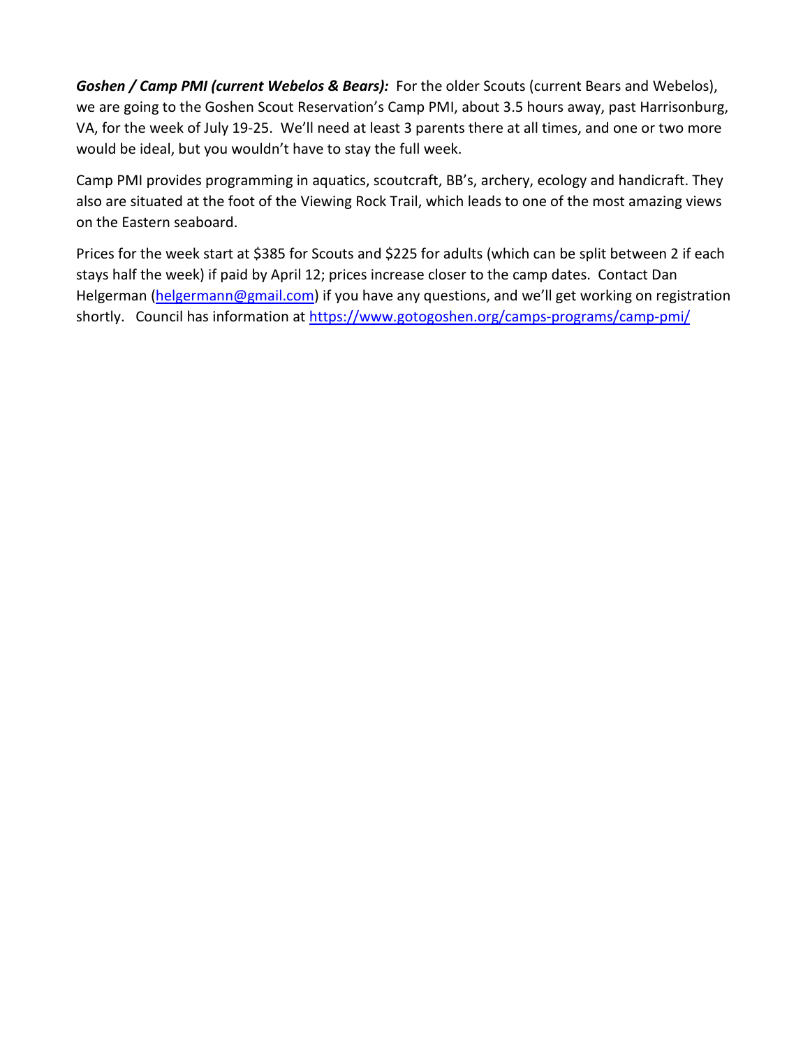***Goshen / Camp PMI (current Webelos & Bears):*** For the older Scouts (current Bears and Webelos), we are going to the Goshen Scout Reservation's Camp PMI, about 3.5 hours away, past Harrisonburg, VA, for the week of July 19-25. We'll need at least 3 parents there at all times, and one or two more would be ideal, but you wouldn't have to stay the full week.

Camp PMI provides programming in aquatics, scoutcraft, BB's, archery, ecology and handicraft. They also are situated at the foot of the Viewing Rock Trail, which leads to one of the most amazing views on the Eastern seaboard.

Prices for the week start at $385 for Scouts and $225 for adults (which can be split between 2 if each stays half the week) if paid by April 12; prices increase closer to the camp dates. Contact Dan Helgerman ([helgermann@gmail.com](mailto:helgermann@gmail.com)) if you have any questions, and we'll get working on registration shortly. Council has information at [https://www.gotogoshen.org/camps-programs/camp-pmi/](https://www.gotogoshen.org/camps-programs/camp-pmi/)